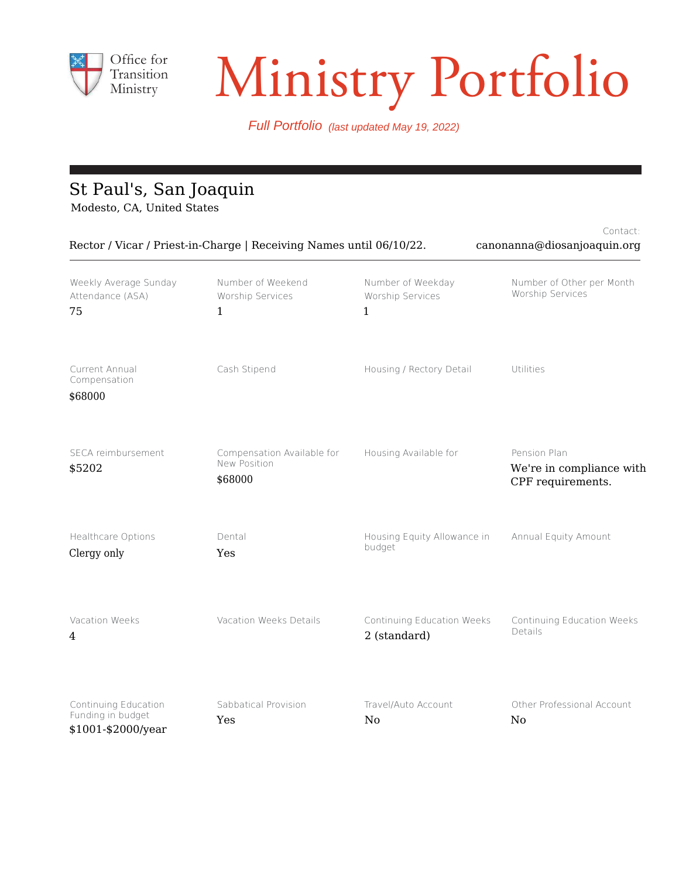Office for Transition Ministry

# Ministry Portfolio

*Full Portfolio (last updated May 19, 2022)*

## St Paul's, San Joaquin

Modesto, CA, United States

Rector / Vicar / Priest-in-Charge | Receiving Names until 06/10/22.

Contact: canonanna@diosanjoaquin.org

| Weekly Average Sunday Attendance (ASA) | Number of Weekend Worship Services | Number of Weekday Worship Services | Number of Other per Month Worship Services |
|---|---|---|---|
| 75 | 1 | 1 | |

| Current Annual Compensation | Cash Stipend | Housing / Rectory Detail | Utilities |
|---|---|---|---|
| $68000 | | | |

| SECA reimbursement | Compensation Available for New Position | Housing Available for | Pension Plan |
|---|---|---|---|
| $5202 | $68000 | | We're in compliance with CPF requirements. |

| Healthcare Options | Dental | Housing Equity Allowance in budget | Annual Equity Amount |
|---|---|---|---|
| Clergy only | Yes | | |

| Vacation Weeks | Vacation Weeks Details | Continuing Education Weeks | Continuing Education Weeks Details |
|---|---|---|---|
| 4 | | 2 (standard) | |

| Continuing Education Funding in budget | Sabbatical Provision | Travel/Auto Account | Other Professional Account |
|---|---|---|---|
| $1001-$2000/year | Yes | No | No |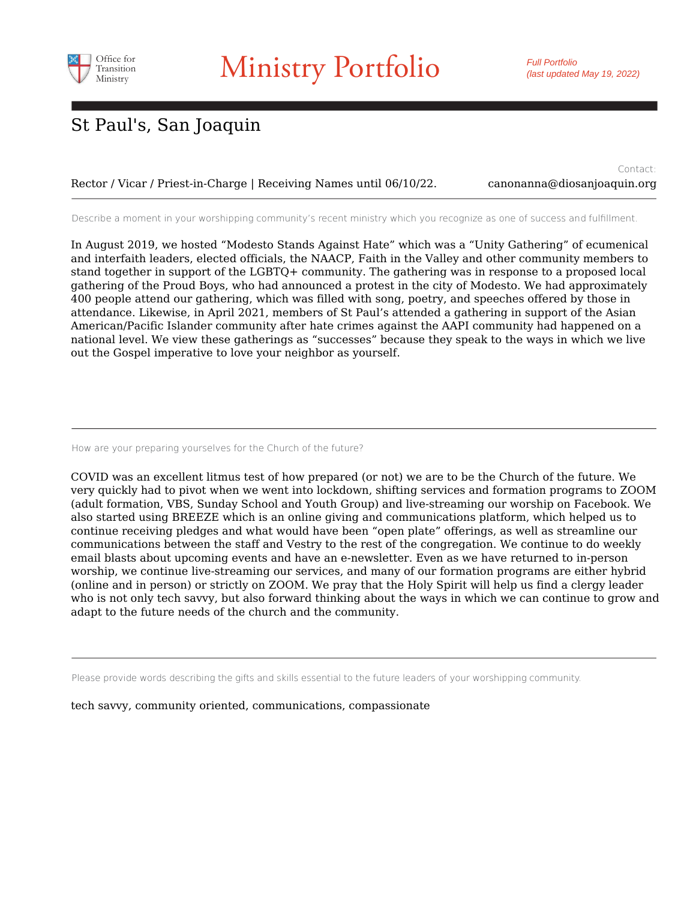# Ministry Portfolio

*Full Portfolio (last updated May 19, 2022)*

## St Paul's, San Joaquin

Rector / Vicar / Priest-in-Charge | Receiving Names until 06/10/22.

Contact: canonanna@diosanjoaquin.org

---

Describe a moment in your worshipping community's recent ministry which you recognize as one of success and fulfillment.

In August 2019, we hosted "Modesto Stands Against Hate" which was a "Unity Gathering" of ecumenical and interfaith leaders, elected officials, the NAACP, Faith in the Valley and other community members to stand together in support of the LGBTQ+ community. The gathering was in response to a proposed local gathering of the Proud Boys, who had announced a protest in the city of Modesto. We had approximately 400 people attend our gathering, which was filled with song, poetry, and speeches offered by those in attendance. Likewise, in April 2021, members of St Paul's attended a gathering in support of the Asian American/Pacific Islander community after hate crimes against the AAPI community had happened on a national level. We view these gatherings as "successes" because they speak to the ways in which we live out the Gospel imperative to love your neighbor as yourself.

---

How are your preparing yourselves for the Church of the future?

COVID was an excellent litmus test of how prepared (or not) we are to be the Church of the future. We very quickly had to pivot when we went into lockdown, shifting services and formation programs to ZOOM (adult formation, VBS, Sunday School and Youth Group) and live-streaming our worship on Facebook. We also started using BREEZE which is an online giving and communications platform, which helped us to continue receiving pledges and what would have been "open plate" offerings, as well as streamline our communications between the staff and Vestry to the rest of the congregation. We continue to do weekly email blasts about upcoming events and have an e-newsletter. Even as we have returned to in-person worship, we continue live-streaming our services, and many of our formation programs are either hybrid (online and in person) or strictly on ZOOM. We pray that the Holy Spirit will help us find a clergy leader who is not only tech savvy, but also forward thinking about the ways in which we can continue to grow and adapt to the future needs of the church and the community.

---

Please provide words describing the gifts and skills essential to the future leaders of your worshipping community.

tech savvy, community oriented, communications, compassionate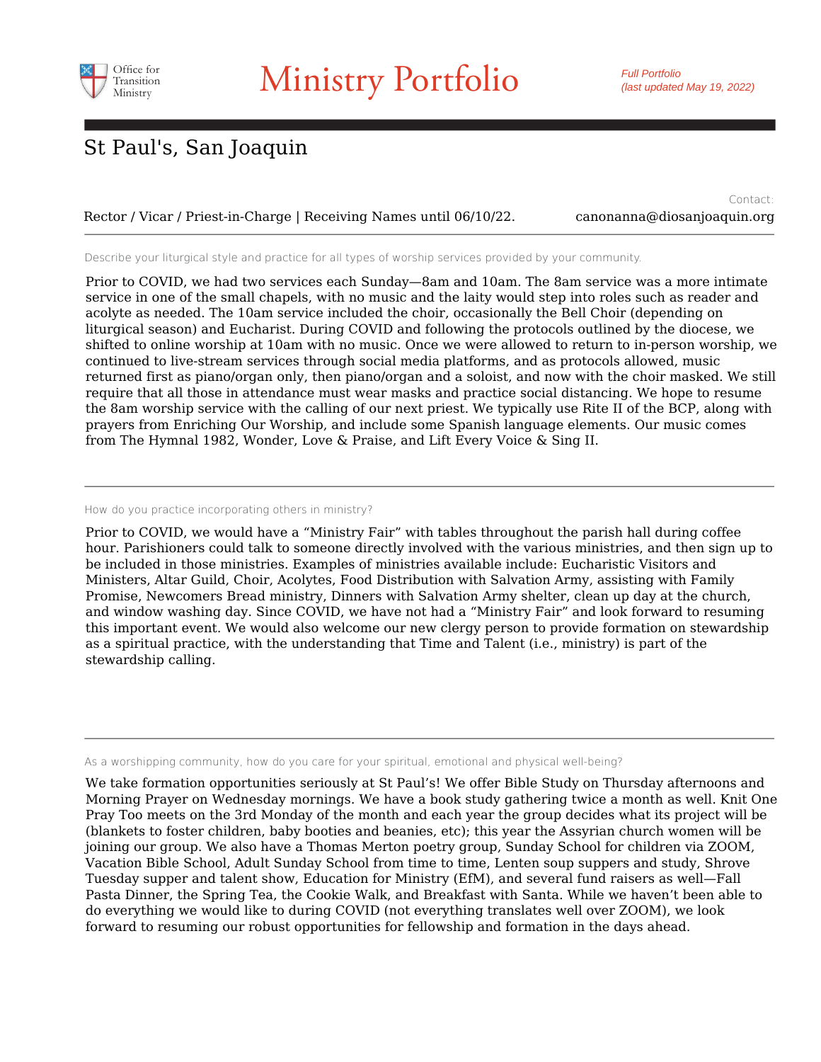# Ministry Portfolio

*Full Portfolio (last updated May 19, 2022)*

## St Paul's, San Joaquin

Rector / Vicar / Priest-in-Charge | Receiving Names until 06/10/22.

Contact: canonanna@diosanjoaquin.org

---

Describe your liturgical style and practice for all types of worship services provided by your community.

Prior to COVID, we had two services each Sunday—8am and 10am. The 8am service was a more intimate service in one of the small chapels, with no music and the laity would step into roles such as reader and acolyte as needed. The 10am service included the choir, occasionally the Bell Choir (depending on liturgical season) and Eucharist. During COVID and following the protocols outlined by the diocese, we shifted to online worship at 10am with no music. Once we were allowed to return to in-person worship, we continued to live-stream services through social media platforms, and as protocols allowed, music returned first as piano/organ only, then piano/organ and a soloist, and now with the choir masked. We still require that all those in attendance must wear masks and practice social distancing. We hope to resume the 8am worship service with the calling of our next priest. We typically use Rite II of the BCP, along with prayers from Enriching Our Worship, and include some Spanish language elements. Our music comes from The Hymnal 1982, Wonder, Love & Praise, and Lift Every Voice & Sing II.

---

How do you practice incorporating others in ministry?

Prior to COVID, we would have a “Ministry Fair” with tables throughout the parish hall during coffee hour. Parishioners could talk to someone directly involved with the various ministries, and then sign up to be included in those ministries. Examples of ministries available include: Eucharistic Visitors and Ministers, Altar Guild, Choir, Acolytes, Food Distribution with Salvation Army, assisting with Family Promise, Newcomers Bread ministry, Dinners with Salvation Army shelter, clean up day at the church, and window washing day. Since COVID, we have not had a “Ministry Fair” and look forward to resuming this important event. We would also welcome our new clergy person to provide formation on stewardship as a spiritual practice, with the understanding that Time and Talent (i.e., ministry) is part of the stewardship calling.

---

As a worshipping community, how do you care for your spiritual, emotional and physical well-being?

We take formation opportunities seriously at St Paul’s! We offer Bible Study on Thursday afternoons and Morning Prayer on Wednesday mornings. We have a book study gathering twice a month as well. Knit One Pray Too meets on the 3rd Monday of the month and each year the group decides what its project will be (blankets to foster children, baby booties and beanies, etc); this year the Assyrian church women will be joining our group. We also have a Thomas Merton poetry group, Sunday School for children via ZOOM, Vacation Bible School, Adult Sunday School from time to time, Lenten soup suppers and study, Shrove Tuesday supper and talent show, Education for Ministry (EfM), and several fund raisers as well—Fall Pasta Dinner, the Spring Tea, the Cookie Walk, and Breakfast with Santa. While we haven’t been able to do everything we would like to during COVID (not everything translates well over ZOOM), we look forward to resuming our robust opportunities for fellowship and formation in the days ahead.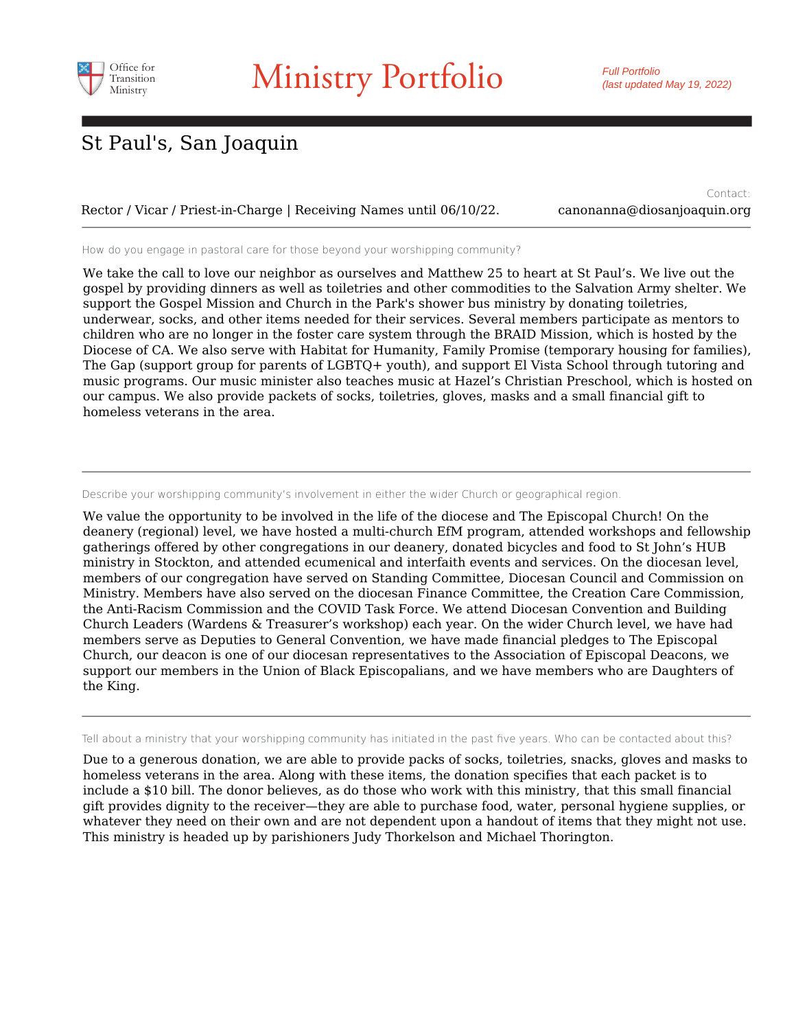# Ministry Portfolio

*Full Portfolio (last updated May 19, 2022)*

## St Paul's, San Joaquin

Rector / Vicar / Priest-in-Charge | Receiving Names until 06/10/22.

Contact: canonanna@diosanjoaquin.org

---

How do you engage in pastoral care for those beyond your worshipping community?

We take the call to love our neighbor as ourselves and Matthew 25 to heart at St Paul’s. We live out the gospel by providing dinners as well as toiletries and other commodities to the Salvation Army shelter. We support the Gospel Mission and Church in the Park's shower bus ministry by donating toiletries, underwear, socks, and other items needed for their services. Several members participate as mentors to children who are no longer in the foster care system through the BRAID Mission, which is hosted by the Diocese of CA. We also serve with Habitat for Humanity, Family Promise (temporary housing for families), The Gap (support group for parents of LGBTQ+ youth), and support El Vista School through tutoring and music programs. Our music minister also teaches music at Hazel’s Christian Preschool, which is hosted on our campus. We also provide packets of socks, toiletries, gloves, masks and a small financial gift to homeless veterans in the area.

---

Describe your worshipping community’s involvement in either the wider Church or geographical region.

We value the opportunity to be involved in the life of the diocese and The Episcopal Church! On the deanery (regional) level, we have hosted a multi-church EfM program, attended workshops and fellowship gatherings offered by other congregations in our deanery, donated bicycles and food to St John’s HUB ministry in Stockton, and attended ecumenical and interfaith events and services. On the diocesan level, members of our congregation have served on Standing Committee, Diocesan Council and Commission on Ministry. Members have also served on the diocesan Finance Committee, the Creation Care Commission, the Anti-Racism Commission and the COVID Task Force. We attend Diocesan Convention and Building Church Leaders (Wardens & Treasurer’s workshop) each year. On the wider Church level, we have had members serve as Deputies to General Convention, we have made financial pledges to The Episcopal Church, our deacon is one of our diocesan representatives to the Association of Episcopal Deacons, we support our members in the Union of Black Episcopalians, and we have members who are Daughters of the King.

---

Tell about a ministry that your worshipping community has initiated in the past five years. Who can be contacted about this?

Due to a generous donation, we are able to provide packs of socks, toiletries, snacks, gloves and masks to homeless veterans in the area. Along with these items, the donation specifies that each packet is to include a $10 bill. The donor believes, as do those who work with this ministry, that this small financial gift provides dignity to the receiver—they are able to purchase food, water, personal hygiene supplies, or whatever they need on their own and are not dependent upon a handout of items that they might not use. This ministry is headed up by parishioners Judy Thorkelson and Michael Thorington.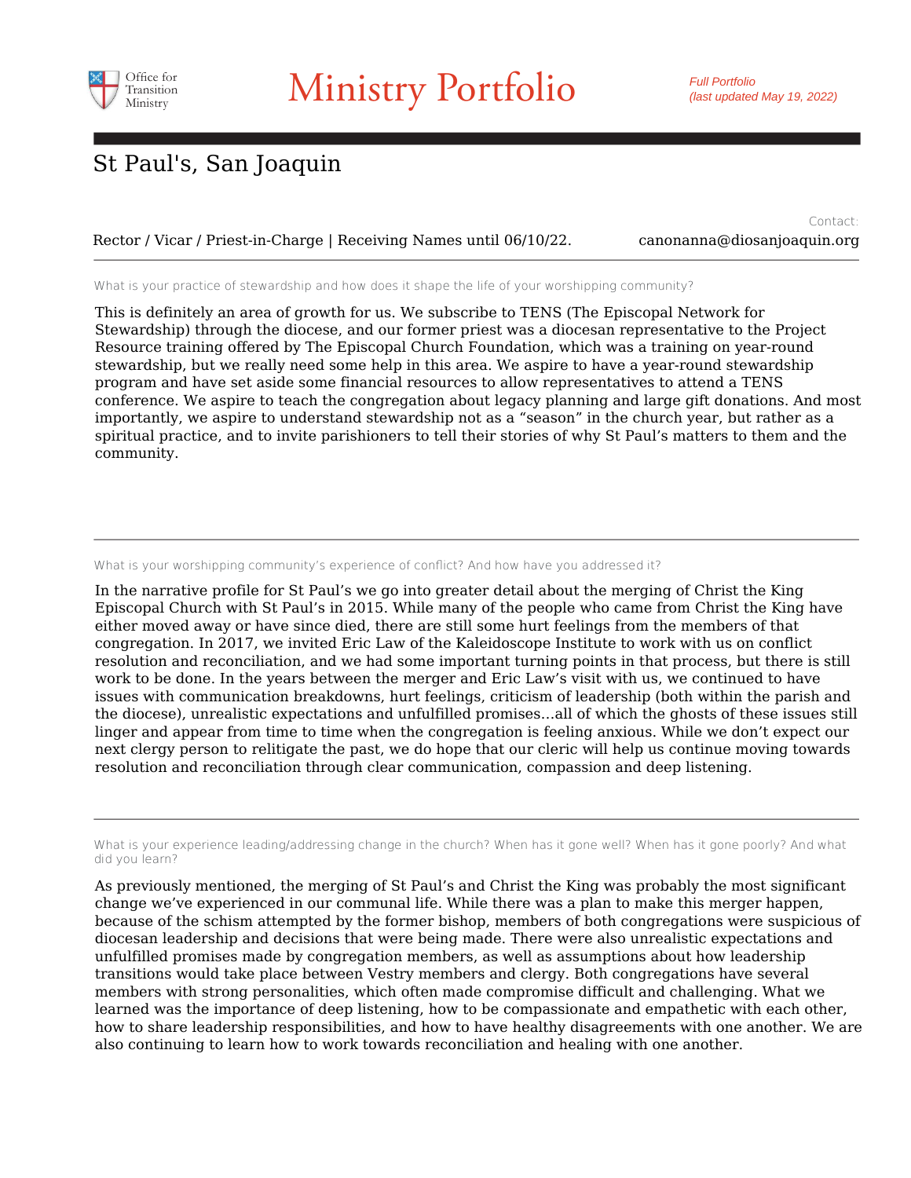# St Paul's, San Joaquin

Rector / Vicar / Priest-in-Charge | Receiving Names until 06/10/22.

Contact:
canonanna@diosanjoaquin.org

---

What is your practice of stewardship and how does it shape the life of your worshipping community?

This is definitely an area of growth for us. We subscribe to TENS (The Episcopal Network for Stewardship) through the diocese, and our former priest was a diocesan representative to the Project Resource training offered by The Episcopal Church Foundation, which was a training on year-round stewardship, but we really need some help in this area. We aspire to have a year-round stewardship program and have set aside some financial resources to allow representatives to attend a TENS conference. We aspire to teach the congregation about legacy planning and large gift donations. And most importantly, we aspire to understand stewardship not as a “season” in the church year, but rather as a spiritual practice, and to invite parishioners to tell their stories of why St Paul’s matters to them and the community.

---

What is your worshipping community’s experience of conflict? And how have you addressed it?

In the narrative profile for St Paul’s we go into greater detail about the merging of Christ the King Episcopal Church with St Paul’s in 2015. While many of the people who came from Christ the King have either moved away or have since died, there are still some hurt feelings from the members of that congregation. In 2017, we invited Eric Law of the Kaleidoscope Institute to work with us on conflict resolution and reconciliation, and we had some important turning points in that process, but there is still work to be done. In the years between the merger and Eric Law’s visit with us, we continued to have issues with communication breakdowns, hurt feelings, criticism of leadership (both within the parish and the diocese), unrealistic expectations and unfulfilled promises…all of which the ghosts of these issues still linger and appear from time to time when the congregation is feeling anxious. While we don’t expect our next clergy person to relitigate the past, we do hope that our cleric will help us continue moving towards resolution and reconciliation through clear communication, compassion and deep listening.

---

What is your experience leading/addressing change in the church? When has it gone well? When has it gone poorly? And what did you learn?

As previously mentioned, the merging of St Paul’s and Christ the King was probably the most significant change we’ve experienced in our communal life. While there was a plan to make this merger happen, because of the schism attempted by the former bishop, members of both congregations were suspicious of diocesan leadership and decisions that were being made. There were also unrealistic expectations and unfulfilled promises made by congregation members, as well as assumptions about how leadership transitions would take place between Vestry members and clergy. Both congregations have several members with strong personalities, which often made compromise difficult and challenging. What we learned was the importance of deep listening, how to be compassionate and empathetic with each other, how to share leadership responsibilities, and how to have healthy disagreements with one another. We are also continuing to learn how to work towards reconciliation and healing with one another.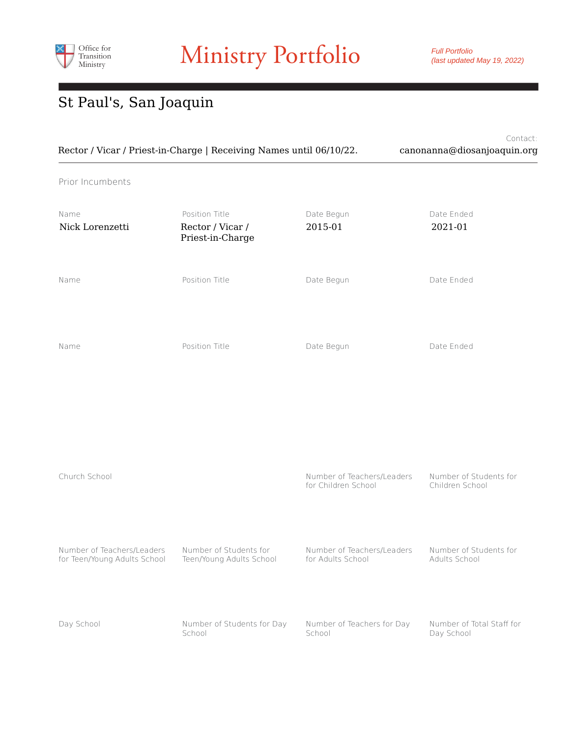Office for Transition Ministry

# Ministry Portfolio

*Full Portfolio*
*(last updated May 19, 2022)*

## St Paul's, San Joaquin

Rector / Vicar / Priest-in-Charge | Receiving Names until 06/10/22.

Contact:
canonanna@diosanjoaquin.org

### Prior Incumbents

| Name | Position Title | Date Begun | Date Ended |
| --- | --- | --- | --- |
| Nick Lorenzetti | Rector / Vicar / Priest-in-Charge | 2015-01 | 2021-01 |

| Name | Position Title | Date Begun | Date Ended |
| --- | --- | --- | --- |
| | | | |

| Name | Position Title | Date Begun | Date Ended |
| --- | --- | --- | --- |
| | | | |

| Church School | | Number of Teachers/Leaders for Children School | Number of Students for Children School |
| --- | --- | --- | --- |
| | | | |

| Number of Teachers/Leaders for Teen/Young Adults School | Number of Students for Teen/Young Adults School | Number of Teachers/Leaders for Adults School | Number of Students for Adults School |
| --- | --- | --- | --- |
| | | | |

| Day School | Number of Students for Day School | Number of Teachers for Day School | Number of Total Staff for Day School |
| --- | --- | --- | --- |
| | | | |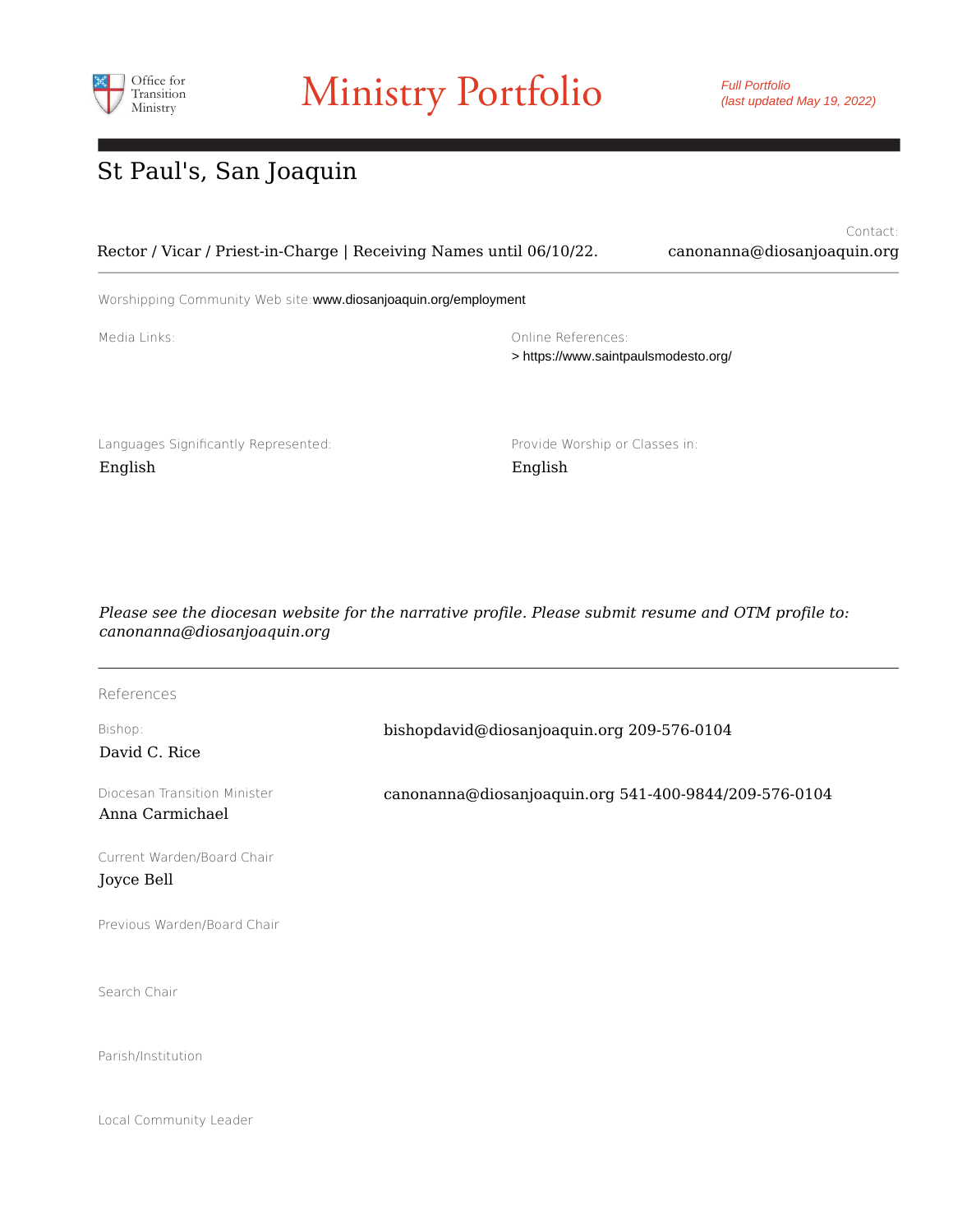Office for Transition Ministry

# Ministry Portfolio

*Full Portfolio (last updated May 19, 2022)*

## St Paul's, San Joaquin

Contact: canonanna@diosanjoaquin.org

Rector / Vicar / Priest-in-Charge | Receiving Names until 06/10/22.

Worshipping Community Web site: www.diosanjoaquin.org/employment

Media Links:

Online References:
> https://www.saintpaulsmodesto.org/

Languages Significantly Represented:
English

Provide Worship or Classes in:
English

*Please see the diocesan website for the narrative profile. Please submit resume and OTM profile to: canonanna@diosanjoaquin.org*

---

References

Bishop:
David C. Rice — bishopdavid@diosanjoaquin.org 209-576-0104

Diocesan Transition Minister
Anna Carmichael — canonanna@diosanjoaquin.org 541-400-9844/209-576-0104

Current Warden/Board Chair
Joyce Bell

Previous Warden/Board Chair

Search Chair

Parish/Institution

Local Community Leader